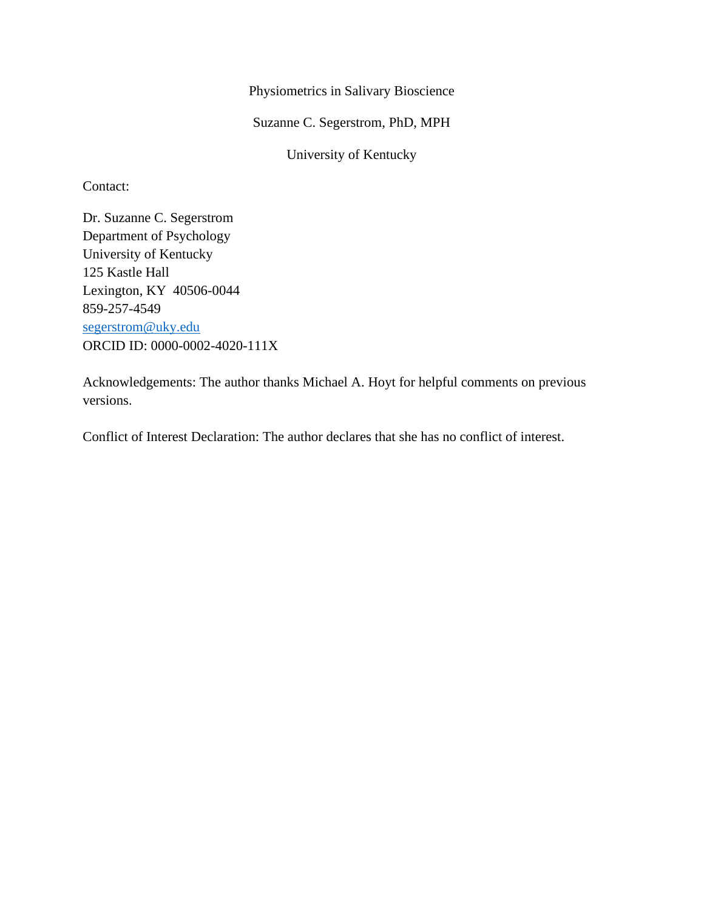# Physiometrics in Salivary Bioscience

Suzanne C. Segerstrom, PhD, MPH

University of Kentucky

Contact:

Dr. Suzanne C. Segerstrom  
Department of Psychology  
University of Kentucky  
125 Kastle Hall  
Lexington, KY 40506-0044  
859-257-4549  
segerstrom@uky.edu  
ORCID ID: 0000-0002-4020-111X

Acknowledgements: The author thanks Michael A. Hoyt for helpful comments on previous versions.

Conflict of Interest Declaration: The author declares that she has no conflict of interest.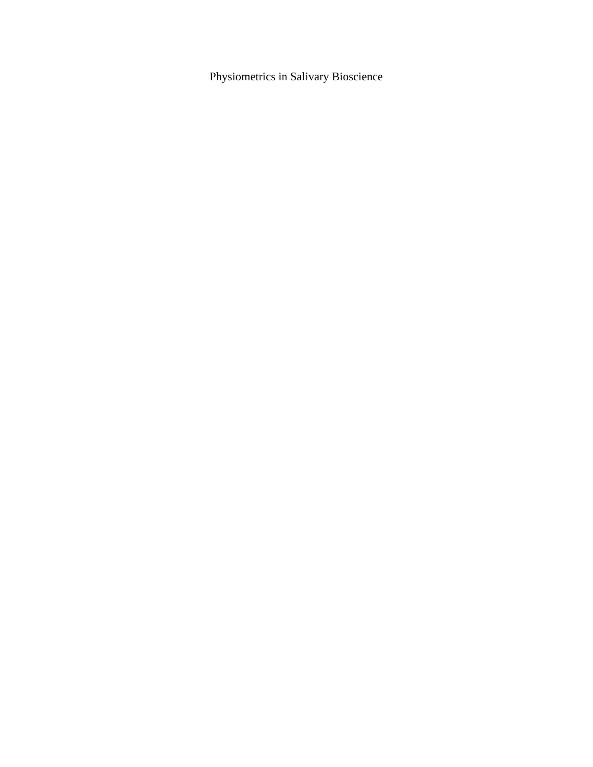# Physiometrics in Salivary Bioscience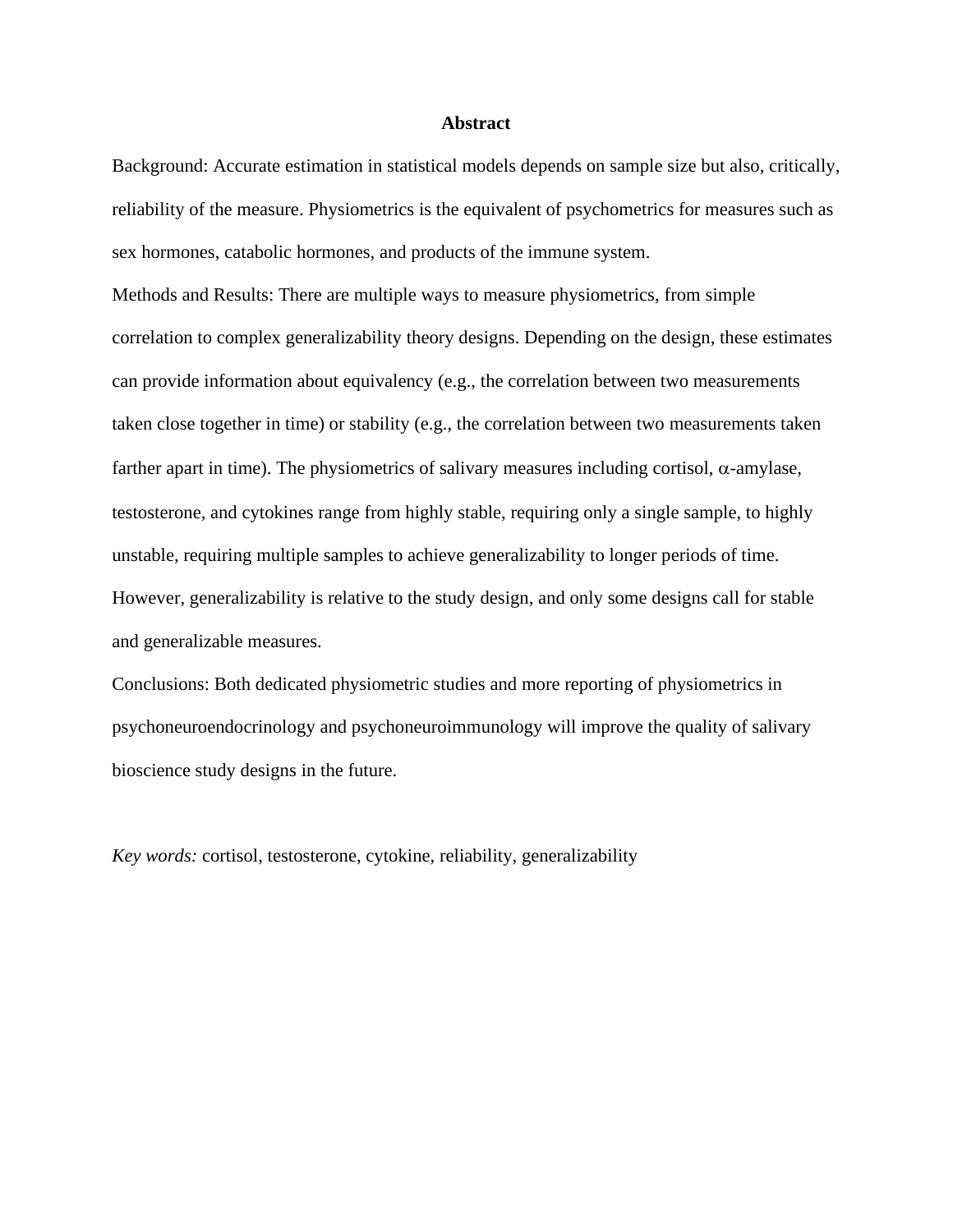## Abstract

Background: Accurate estimation in statistical models depends on sample size but also, critically, reliability of the measure. Physiometrics is the equivalent of psychometrics for measures such as sex hormones, catabolic hormones, and products of the immune system.

Methods and Results: There are multiple ways to measure physiometrics, from simple correlation to complex generalizability theory designs. Depending on the design, these estimates can provide information about equivalency (e.g., the correlation between two measurements taken close together in time) or stability (e.g., the correlation between two measurements taken farther apart in time). The physiometrics of salivary measures including cortisol, α-amylase, testosterone, and cytokines range from highly stable, requiring only a single sample, to highly unstable, requiring multiple samples to achieve generalizability to longer periods of time. However, generalizability is relative to the study design, and only some designs call for stable and generalizable measures.

Conclusions: Both dedicated physiometric studies and more reporting of physiometrics in psychoneuroendocrinology and psychoneuroimmunology will improve the quality of salivary bioscience study designs in the future.

*Key words:* cortisol, testosterone, cytokine, reliability, generalizability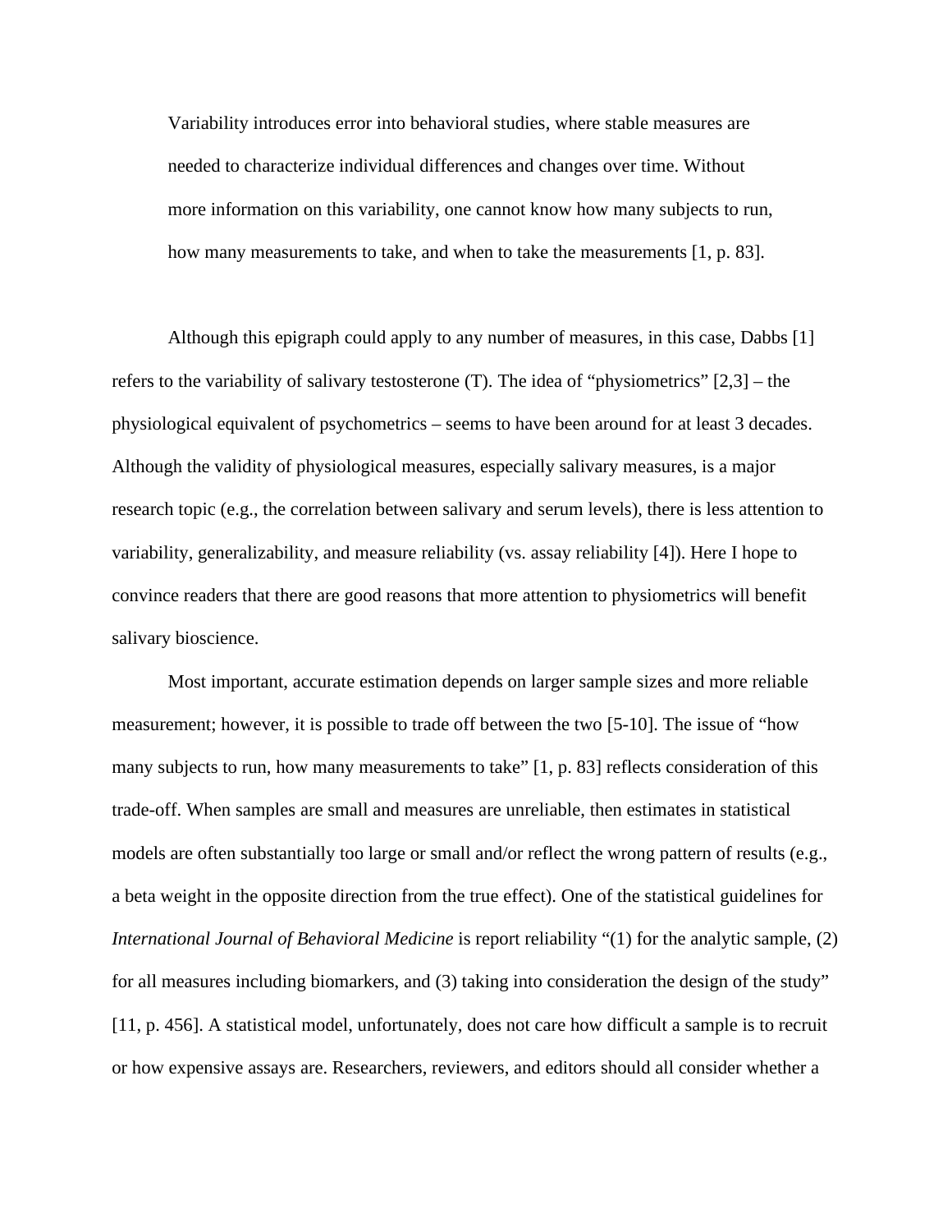> Variability introduces error into behavioral studies, where stable measures are needed to characterize individual differences and changes over time. Without more information on this variability, one cannot know how many subjects to run, how many measurements to take, and when to take the measurements [1, p. 83].

Although this epigraph could apply to any number of measures, in this case, Dabbs [1] refers to the variability of salivary testosterone (T). The idea of "physiometrics" [2,3] – the physiological equivalent of psychometrics – seems to have been around for at least 3 decades. Although the validity of physiological measures, especially salivary measures, is a major research topic (e.g., the correlation between salivary and serum levels), there is less attention to variability, generalizability, and measure reliability (vs. assay reliability [4]). Here I hope to convince readers that there are good reasons that more attention to physiometrics will benefit salivary bioscience.

Most important, accurate estimation depends on larger sample sizes and more reliable measurement; however, it is possible to trade off between the two [5-10]. The issue of "how many subjects to run, how many measurements to take" [1, p. 83] reflects consideration of this trade-off. When samples are small and measures are unreliable, then estimates in statistical models are often substantially too large or small and/or reflect the wrong pattern of results (e.g., a beta weight in the opposite direction from the true effect). One of the statistical guidelines for *International Journal of Behavioral Medicine* is report reliability "(1) for the analytic sample, (2) for all measures including biomarkers, and (3) taking into consideration the design of the study" [11, p. 456]. A statistical model, unfortunately, does not care how difficult a sample is to recruit or how expensive assays are. Researchers, reviewers, and editors should all consider whether a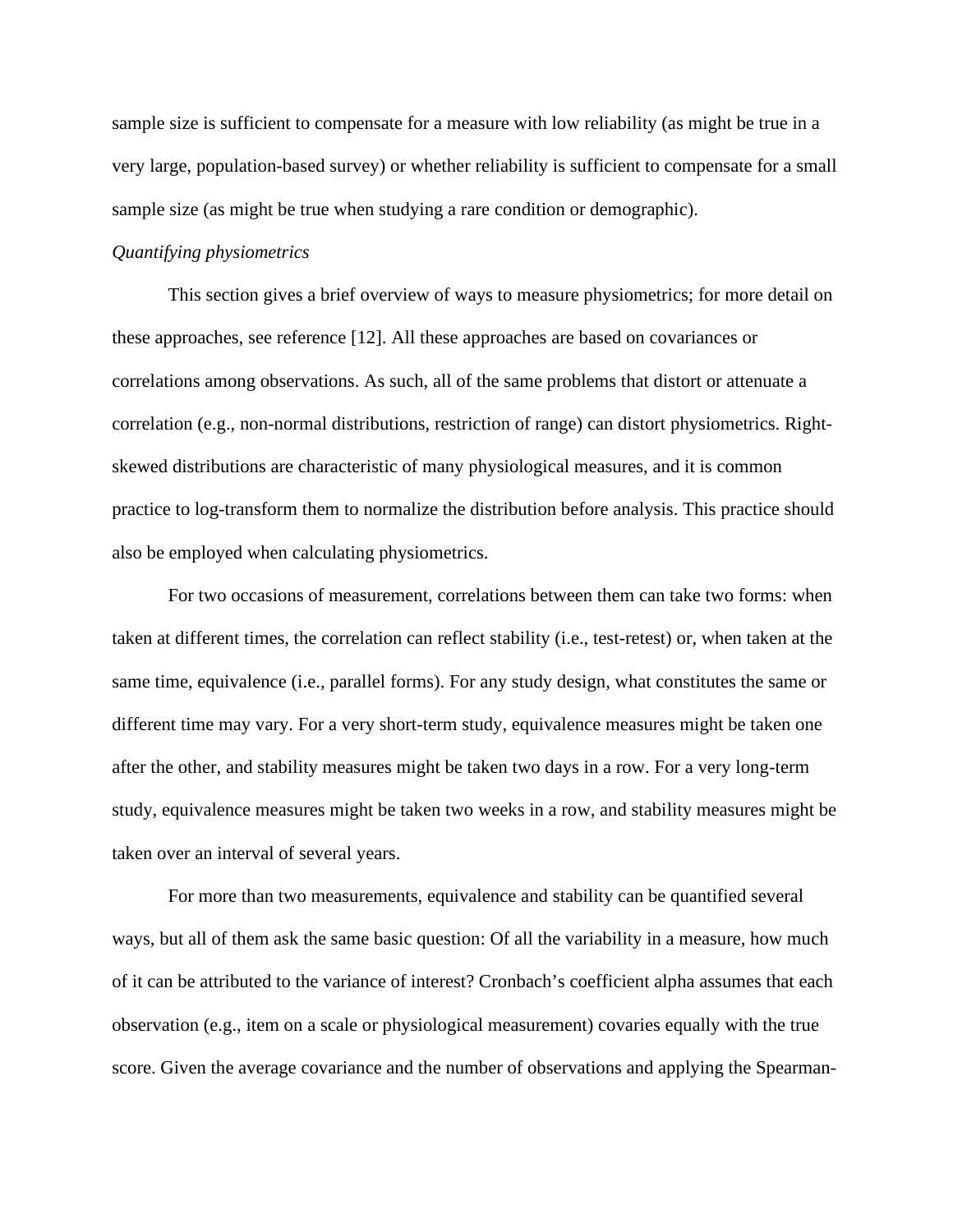sample size is sufficient to compensate for a measure with low reliability (as might be true in a very large, population-based survey) or whether reliability is sufficient to compensate for a small sample size (as might be true when studying a rare condition or demographic).

*Quantifying physiometrics*

This section gives a brief overview of ways to measure physiometrics; for more detail on these approaches, see reference [12]. All these approaches are based on covariances or correlations among observations. As such, all of the same problems that distort or attenuate a correlation (e.g., non-normal distributions, restriction of range) can distort physiometrics. Right-skewed distributions are characteristic of many physiological measures, and it is common practice to log-transform them to normalize the distribution before analysis. This practice should also be employed when calculating physiometrics.

For two occasions of measurement, correlations between them can take two forms: when taken at different times, the correlation can reflect stability (i.e., test-retest) or, when taken at the same time, equivalence (i.e., parallel forms). For any study design, what constitutes the same or different time may vary. For a very short-term study, equivalence measures might be taken one after the other, and stability measures might be taken two days in a row. For a very long-term study, equivalence measures might be taken two weeks in a row, and stability measures might be taken over an interval of several years.

For more than two measurements, equivalence and stability can be quantified several ways, but all of them ask the same basic question: Of all the variability in a measure, how much of it can be attributed to the variance of interest? Cronbach's coefficient alpha assumes that each observation (e.g., item on a scale or physiological measurement) covaries equally with the true score. Given the average covariance and the number of observations and applying the Spearman-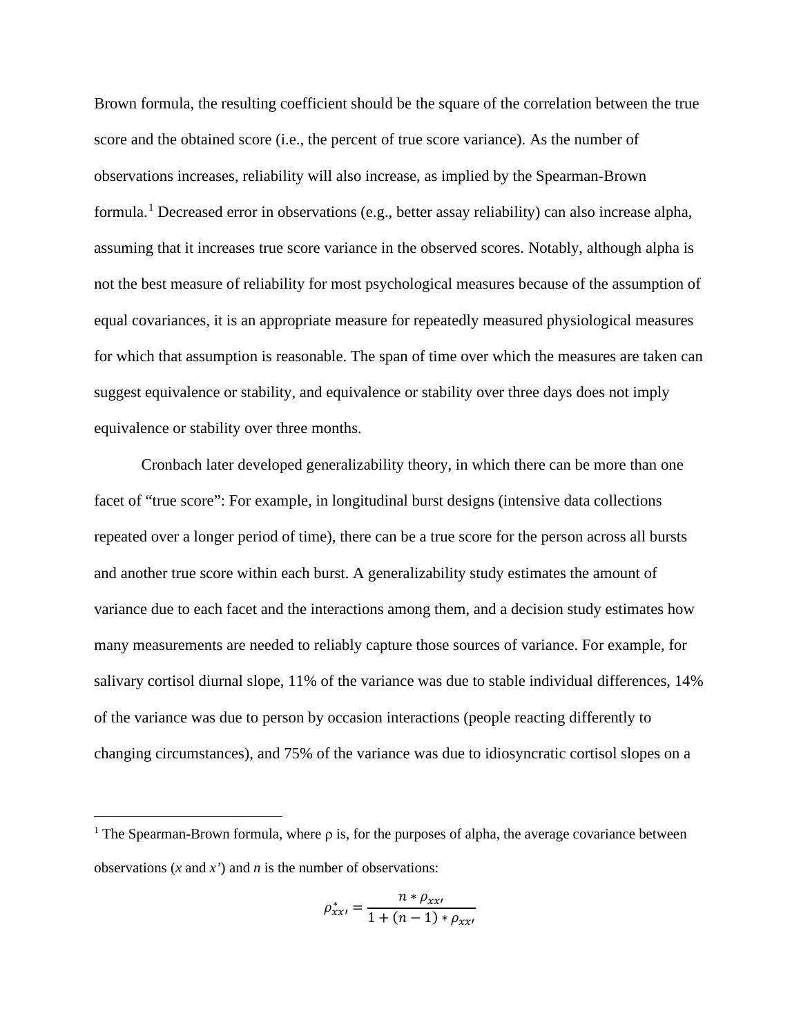Brown formula, the resulting coefficient should be the square of the correlation between the true score and the obtained score (i.e., the percent of true score variance). As the number of observations increases, reliability will also increase, as implied by the Spearman-Brown formula.[1] Decreased error in observations (e.g., better assay reliability) can also increase alpha, assuming that it increases true score variance in the observed scores. Notably, although alpha is not the best measure of reliability for most psychological measures because of the assumption of equal covariances, it is an appropriate measure for repeatedly measured physiological measures for which that assumption is reasonable. The span of time over which the measures are taken can suggest equivalence or stability, and equivalence or stability over three days does not imply equivalence or stability over three months.

Cronbach later developed generalizability theory, in which there can be more than one facet of "true score": For example, in longitudinal burst designs (intensive data collections repeated over a longer period of time), there can be a true score for the person across all bursts and another true score within each burst. A generalizability study estimates the amount of variance due to each facet and the interactions among them, and a decision study estimates how many measurements are needed to reliably capture those sources of variance. For example, for salivary cortisol diurnal slope, 11% of the variance was due to stable individual differences, 14% of the variance was due to person by occasion interactions (people reacting differently to changing circumstances), and 75% of the variance was due to idiosyncratic cortisol slopes on a

[1] The Spearman-Brown formula, where ρ is, for the purposes of alpha, the average covariance between observations (*x* and *x'*) and *n* is the number of observations:

$$\rho^*_{xx'} = \frac{n * \rho_{xx'}}{1 + (n-1) * \rho_{xx'}}$$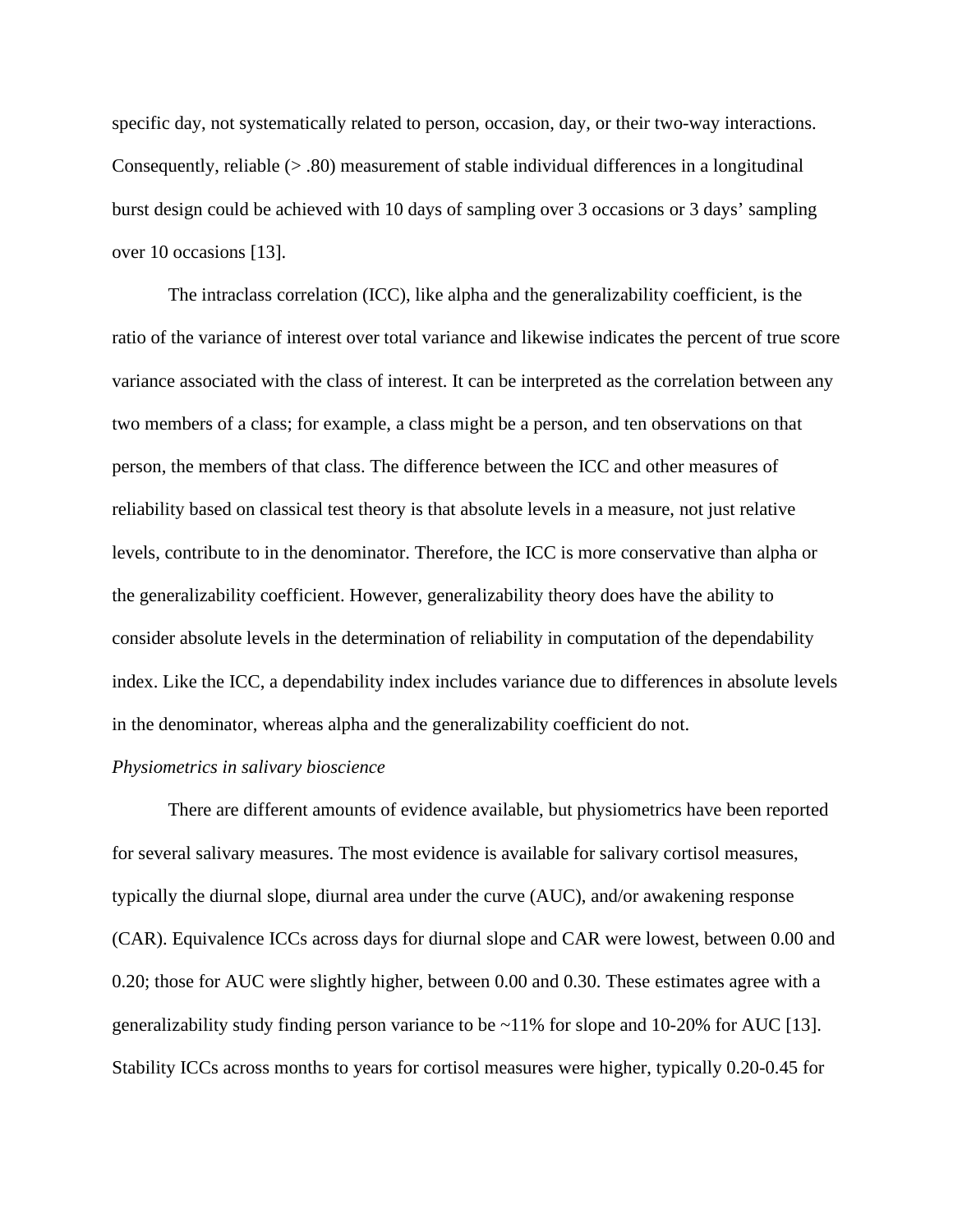specific day, not systematically related to person, occasion, day, or their two-way interactions. Consequently, reliable (> .80) measurement of stable individual differences in a longitudinal burst design could be achieved with 10 days of sampling over 3 occasions or 3 days' sampling over 10 occasions [13].

The intraclass correlation (ICC), like alpha and the generalizability coefficient, is the ratio of the variance of interest over total variance and likewise indicates the percent of true score variance associated with the class of interest. It can be interpreted as the correlation between any two members of a class; for example, a class might be a person, and ten observations on that person, the members of that class. The difference between the ICC and other measures of reliability based on classical test theory is that absolute levels in a measure, not just relative levels, contribute to in the denominator. Therefore, the ICC is more conservative than alpha or the generalizability coefficient. However, generalizability theory does have the ability to consider absolute levels in the determination of reliability in computation of the dependability index. Like the ICC, a dependability index includes variance due to differences in absolute levels in the denominator, whereas alpha and the generalizability coefficient do not.

*Physiometrics in salivary bioscience*

There are different amounts of evidence available, but physiometrics have been reported for several salivary measures. The most evidence is available for salivary cortisol measures, typically the diurnal slope, diurnal area under the curve (AUC), and/or awakening response (CAR). Equivalence ICCs across days for diurnal slope and CAR were lowest, between 0.00 and 0.20; those for AUC were slightly higher, between 0.00 and 0.30. These estimates agree with a generalizability study finding person variance to be ~11% for slope and 10-20% for AUC [13]. Stability ICCs across months to years for cortisol measures were higher, typically 0.20-0.45 for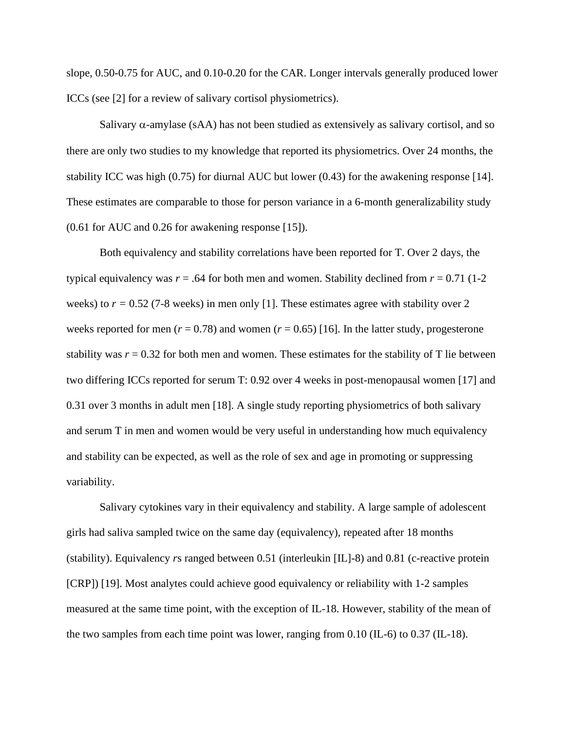slope, 0.50-0.75 for AUC, and 0.10-0.20 for the CAR. Longer intervals generally produced lower ICCs (see [2] for a review of salivary cortisol physiometrics).

Salivary $\alpha$-amylase (sAA) has not been studied as extensively as salivary cortisol, and so there are only two studies to my knowledge that reported its physiometrics. Over 24 months, the stability ICC was high (0.75) for diurnal AUC but lower (0.43) for the awakening response [14]. These estimates are comparable to those for person variance in a 6-month generalizability study (0.61 for AUC and 0.26 for awakening response [15]).

Both equivalency and stability correlations have been reported for T. Over 2 days, the typical equivalency was $r = .64$ for both men and women. Stability declined from $r = 0.71$ (1-2 weeks) to $r = 0.52$ (7-8 weeks) in men only [1]. These estimates agree with stability over 2 weeks reported for men ($r = 0.78$) and women ($r = 0.65$) [16]. In the latter study, progesterone stability was $r = 0.32$ for both men and women. These estimates for the stability of T lie between two differing ICCs reported for serum T: 0.92 over 4 weeks in post-menopausal women [17] and 0.31 over 3 months in adult men [18]. A single study reporting physiometrics of both salivary and serum T in men and women would be very useful in understanding how much equivalency and stability can be expected, as well as the role of sex and age in promoting or suppressing variability.

Salivary cytokines vary in their equivalency and stability. A large sample of adolescent girls had saliva sampled twice on the same day (equivalency), repeated after 18 months (stability). Equivalency *r*s ranged between 0.51 (interleukin [IL]-8) and 0.81 (c-reactive protein [CRP]) [19]. Most analytes could achieve good equivalency or reliability with 1-2 samples measured at the same time point, with the exception of IL-18. However, stability of the mean of the two samples from each time point was lower, ranging from 0.10 (IL-6) to 0.37 (IL-18).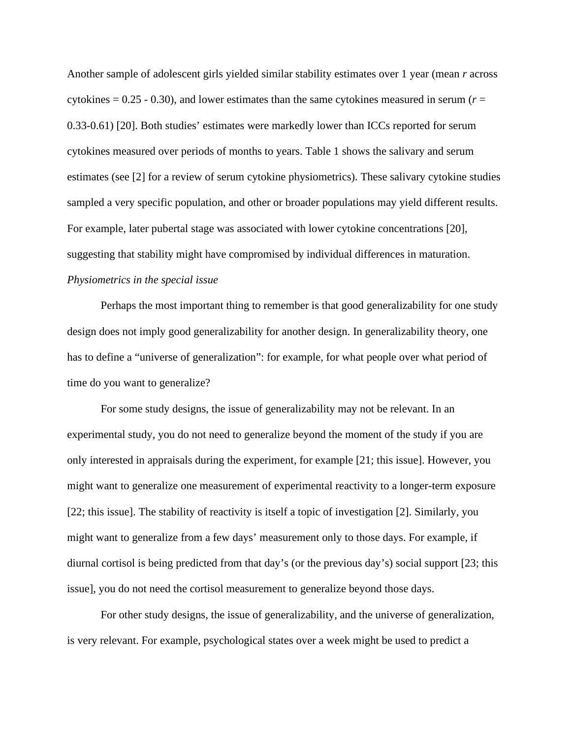Another sample of adolescent girls yielded similar stability estimates over 1 year (mean $r$ across cytokines = 0.25 - 0.30), and lower estimates than the same cytokines measured in serum ($r$ = 0.33-0.61) [20]. Both studies' estimates were markedly lower than ICCs reported for serum cytokines measured over periods of months to years. Table 1 shows the salivary and serum estimates (see [2] for a review of serum cytokine physiometrics). These salivary cytokine studies sampled a very specific population, and other or broader populations may yield different results. For example, later pubertal stage was associated with lower cytokine concentrations [20], suggesting that stability might have compromised by individual differences in maturation.

*Physiometrics in the special issue*

Perhaps the most important thing to remember is that good generalizability for one study design does not imply good generalizability for another design. In generalizability theory, one has to define a "universe of generalization": for example, for what people over what period of time do you want to generalize?

For some study designs, the issue of generalizability may not be relevant. In an experimental study, you do not need to generalize beyond the moment of the study if you are only interested in appraisals during the experiment, for example [21; this issue]. However, you might want to generalize one measurement of experimental reactivity to a longer-term exposure [22; this issue]. The stability of reactivity is itself a topic of investigation [2]. Similarly, you might want to generalize from a few days' measurement only to those days. For example, if diurnal cortisol is being predicted from that day's (or the previous day's) social support [23; this issue], you do not need the cortisol measurement to generalize beyond those days.

For other study designs, the issue of generalizability, and the universe of generalization, is very relevant. For example, psychological states over a week might be used to predict a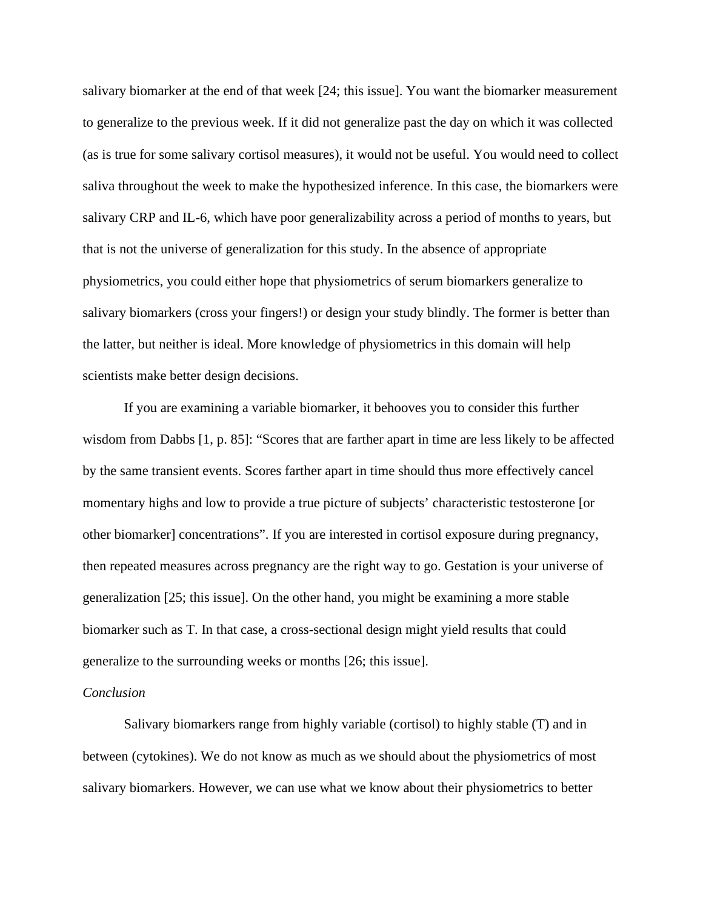salivary biomarker at the end of that week [24; this issue]. You want the biomarker measurement to generalize to the previous week. If it did not generalize past the day on which it was collected (as is true for some salivary cortisol measures), it would not be useful. You would need to collect saliva throughout the week to make the hypothesized inference. In this case, the biomarkers were salivary CRP and IL-6, which have poor generalizability across a period of months to years, but that is not the universe of generalization for this study. In the absence of appropriate physiometrics, you could either hope that physiometrics of serum biomarkers generalize to salivary biomarkers (cross your fingers!) or design your study blindly. The former is better than the latter, but neither is ideal. More knowledge of physiometrics in this domain will help scientists make better design decisions.

If you are examining a variable biomarker, it behooves you to consider this further wisdom from Dabbs [1, p. 85]: "Scores that are farther apart in time are less likely to be affected by the same transient events. Scores farther apart in time should thus more effectively cancel momentary highs and low to provide a true picture of subjects' characteristic testosterone [or other biomarker] concentrations". If you are interested in cortisol exposure during pregnancy, then repeated measures across pregnancy are the right way to go. Gestation is your universe of generalization [25; this issue]. On the other hand, you might be examining a more stable biomarker such as T. In that case, a cross-sectional design might yield results that could generalize to the surrounding weeks or months [26; this issue].

*Conclusion*

Salivary biomarkers range from highly variable (cortisol) to highly stable (T) and in between (cytokines). We do not know as much as we should about the physiometrics of most salivary biomarkers. However, we can use what we know about their physiometrics to better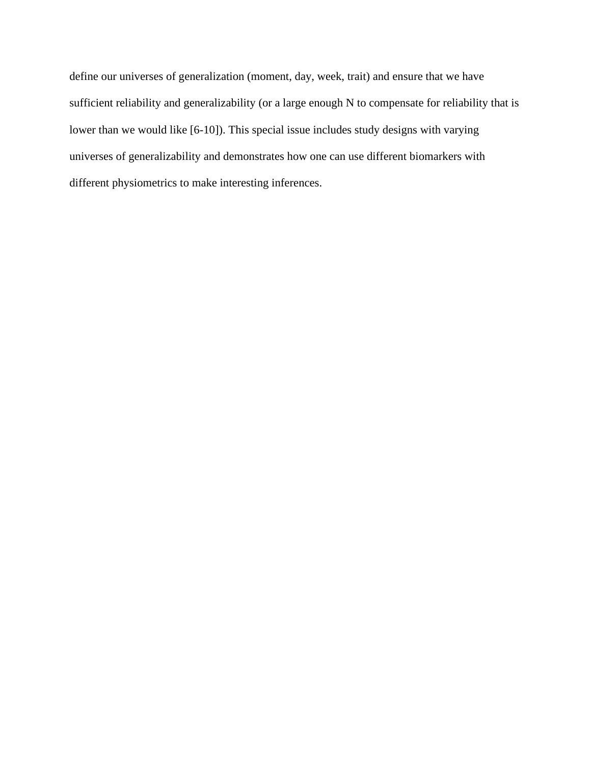define our universes of generalization (moment, day, week, trait) and ensure that we have sufficient reliability and generalizability (or a large enough N to compensate for reliability that is lower than we would like [6-10]). This special issue includes study designs with varying universes of generalizability and demonstrates how one can use different biomarkers with different physiometrics to make interesting inferences.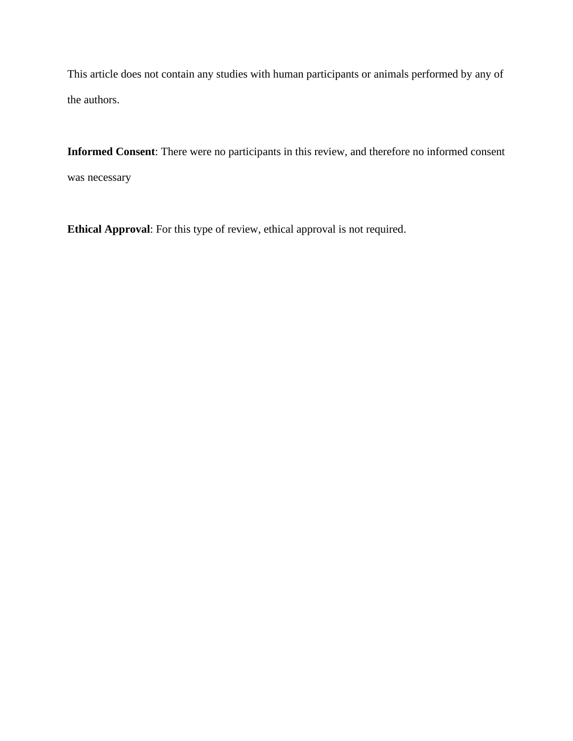This article does not contain any studies with human participants or animals performed by any of the authors.

**Informed Consent**: There were no participants in this review, and therefore no informed consent was necessary

**Ethical Approval**: For this type of review, ethical approval is not required.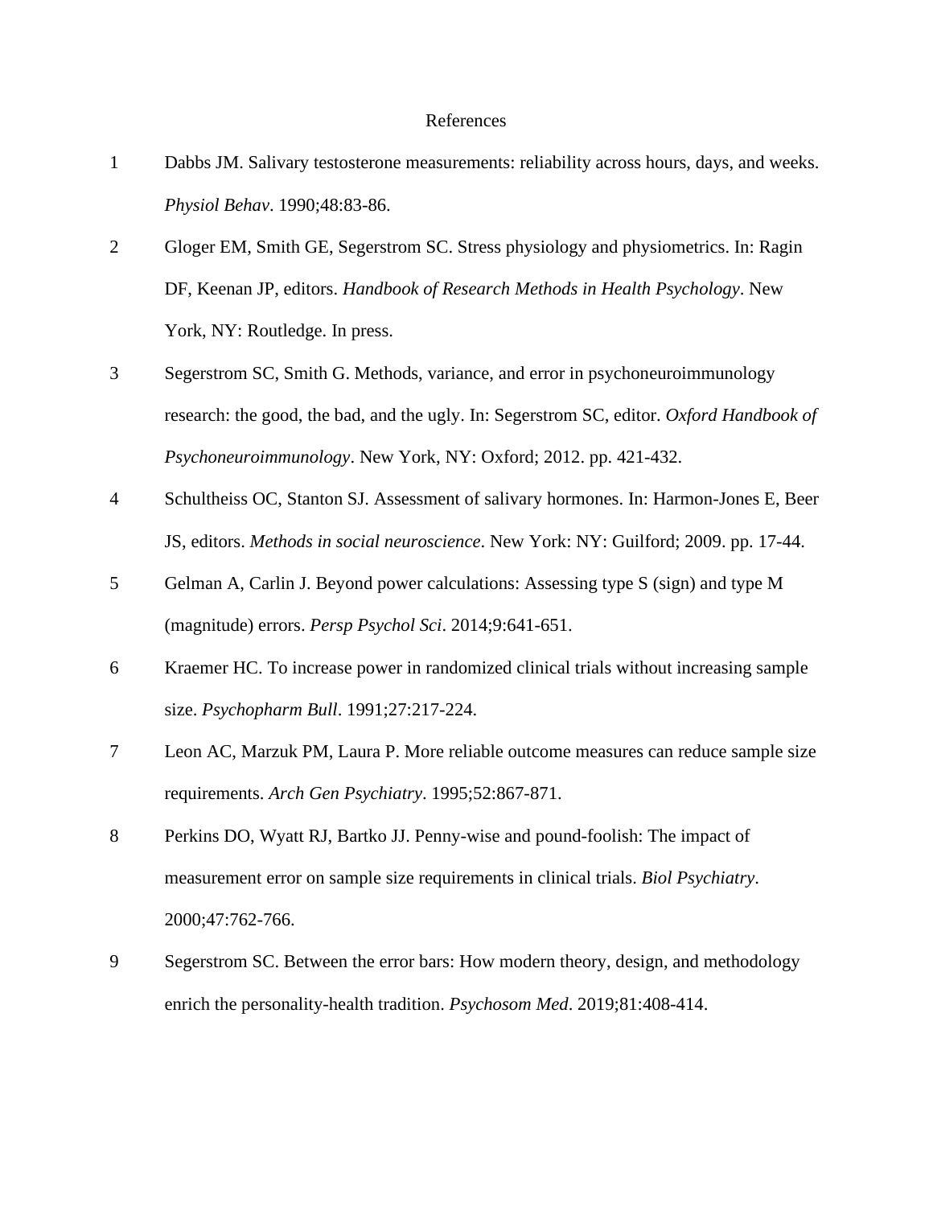# References

1. Dabbs JM. Salivary testosterone measurements: reliability across hours, days, and weeks. *Physiol Behav*. 1990;48:83-86.
2. Gloger EM, Smith GE, Segerstrom SC. Stress physiology and physiometrics. In: Ragin DF, Keenan JP, editors. *Handbook of Research Methods in Health Psychology*. New York, NY: Routledge. In press.
3. Segerstrom SC, Smith G. Methods, variance, and error in psychoneuroimmunology research: the good, the bad, and the ugly. In: Segerstrom SC, editor. *Oxford Handbook of Psychoneuroimmunology*. New York, NY: Oxford; 2012. pp. 421-432.
4. Schultheiss OC, Stanton SJ. Assessment of salivary hormones. In: Harmon-Jones E, Beer JS, editors. *Methods in social neuroscience*. New York: NY: Guilford; 2009. pp. 17-44.
5. Gelman A, Carlin J. Beyond power calculations: Assessing type S (sign) and type M (magnitude) errors. *Persp Psychol Sci*. 2014;9:641-651.
6. Kraemer HC. To increase power in randomized clinical trials without increasing sample size. *Psychopharm Bull*. 1991;27:217-224.
7. Leon AC, Marzuk PM, Laura P. More reliable outcome measures can reduce sample size requirements. *Arch Gen Psychiatry*. 1995;52:867-871.
8. Perkins DO, Wyatt RJ, Bartko JJ. Penny-wise and pound-foolish: The impact of measurement error on sample size requirements in clinical trials. *Biol Psychiatry*. 2000;47:762-766.
9. Segerstrom SC. Between the error bars: How modern theory, design, and methodology enrich the personality-health tradition. *Psychosom Med*. 2019;81:408-414.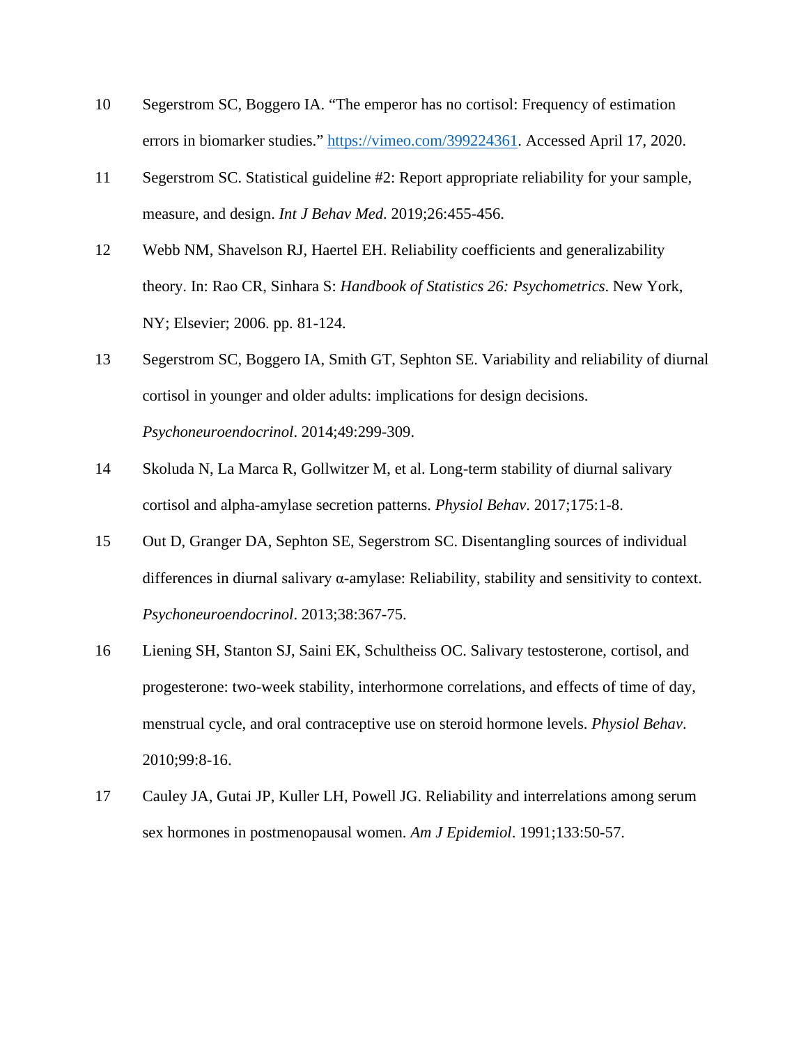10 Segerstrom SC, Boggero IA. “The emperor has no cortisol: Frequency of estimation errors in biomarker studies.” [https://vimeo.com/399224361](https://vimeo.com/399224361). Accessed April 17, 2020.

11 Segerstrom SC. Statistical guideline #2: Report appropriate reliability for your sample, measure, and design. *Int J Behav Med*. 2019;26:455-456.

12 Webb NM, Shavelson RJ, Haertel EH. Reliability coefficients and generalizability theory. In: Rao CR, Sinhara S: *Handbook of Statistics 26: Psychometrics*. New York, NY; Elsevier; 2006. pp. 81-124.

13 Segerstrom SC, Boggero IA, Smith GT, Sephton SE. Variability and reliability of diurnal cortisol in younger and older adults: implications for design decisions. *Psychoneuroendocrinol*. 2014;49:299-309.

14 Skoluda N, La Marca R, Gollwitzer M, et al. Long-term stability of diurnal salivary cortisol and alpha-amylase secretion patterns. *Physiol Behav*. 2017;175:1-8.

15 Out D, Granger DA, Sephton SE, Segerstrom SC. Disentangling sources of individual differences in diurnal salivary α-amylase: Reliability, stability and sensitivity to context. *Psychoneuroendocrinol*. 2013;38:367-75.

16 Liening SH, Stanton SJ, Saini EK, Schultheiss OC. Salivary testosterone, cortisol, and progesterone: two-week stability, interhormone correlations, and effects of time of day, menstrual cycle, and oral contraceptive use on steroid hormone levels. *Physiol Behav*. 2010;99:8-16.

17 Cauley JA, Gutai JP, Kuller LH, Powell JG. Reliability and interrelations among serum sex hormones in postmenopausal women. *Am J Epidemiol*. 1991;133:50-57.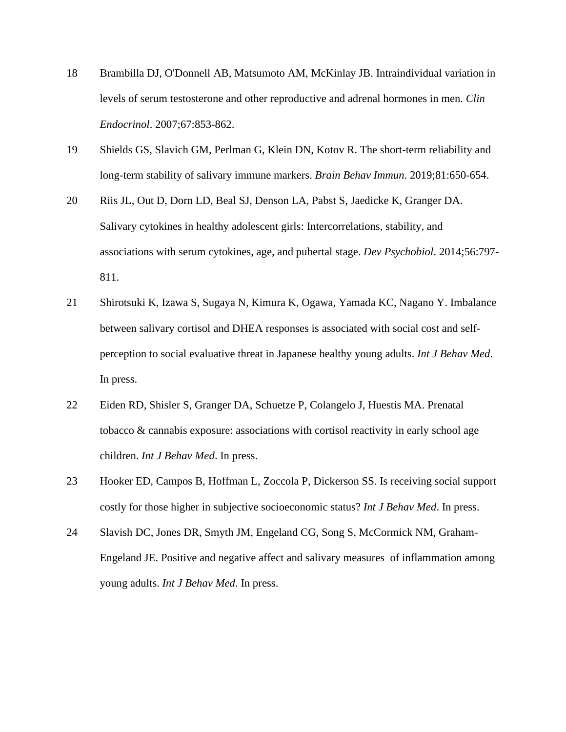18 Brambilla DJ, O'Donnell AB, Matsumoto AM, McKinlay JB. Intraindividual variation in levels of serum testosterone and other reproductive and adrenal hormones in men. *Clin Endocrinol*. 2007;67:853-862.

19 Shields GS, Slavich GM, Perlman G, Klein DN, Kotov R. The short-term reliability and long-term stability of salivary immune markers. *Brain Behav Immun*. 2019;81:650-654.

20 Riis JL, Out D, Dorn LD, Beal SJ, Denson LA, Pabst S, Jaedicke K, Granger DA. Salivary cytokines in healthy adolescent girls: Intercorrelations, stability, and associations with serum cytokines, age, and pubertal stage. *Dev Psychobiol*. 2014;56:797-811.

21 Shirotsuki K, Izawa S, Sugaya N, Kimura K, Ogawa, Yamada KC, Nagano Y. Imbalance between salivary cortisol and DHEA responses is associated with social cost and self-perception to social evaluative threat in Japanese healthy young adults. *Int J Behav Med*. In press.

22 Eiden RD, Shisler S, Granger DA, Schuetze P, Colangelo J, Huestis MA. Prenatal tobacco & cannabis exposure: associations with cortisol reactivity in early school age children. *Int J Behav Med*. In press.

23 Hooker ED, Campos B, Hoffman L, Zoccola P, Dickerson SS. Is receiving social support costly for those higher in subjective socioeconomic status? *Int J Behav Med*. In press.

24 Slavish DC, Jones DR, Smyth JM, Engeland CG, Song S, McCormick NM, Graham-Engeland JE. Positive and negative affect and salivary measures of inflammation among young adults. *Int J Behav Med*. In press.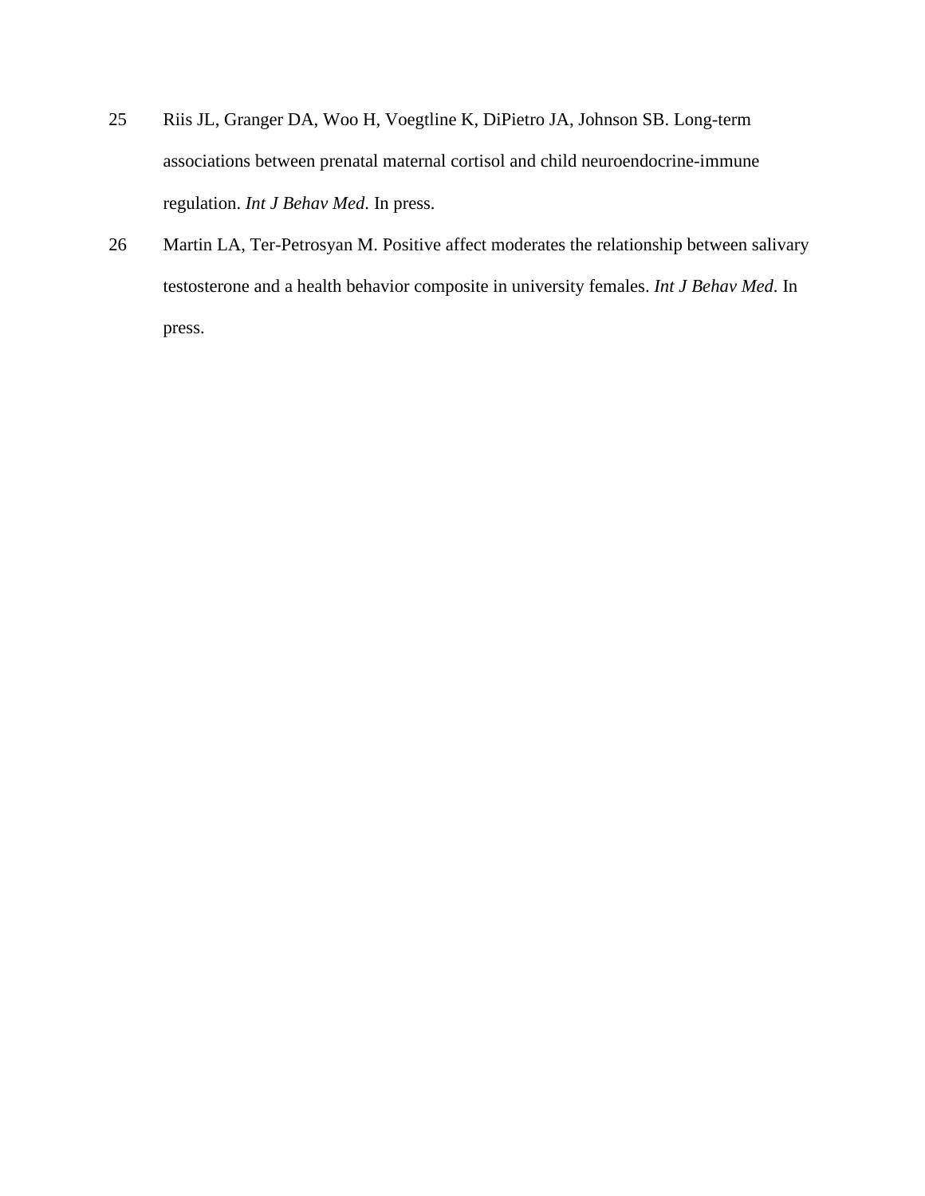25 Riis JL, Granger DA, Woo H, Voegtline K, DiPietro JA, Johnson SB. Long-term associations between prenatal maternal cortisol and child neuroendocrine-immune regulation. *Int J Behav Med*. In press.

26 Martin LA, Ter-Petrosyan M. Positive affect moderates the relationship between salivary testosterone and a health behavior composite in university females. *Int J Behav Med*. In press.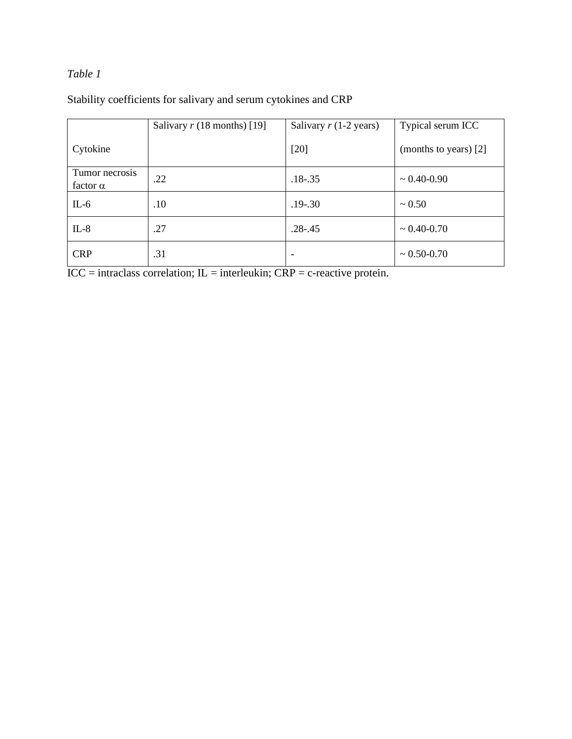*Table 1*

Stability coefficients for salivary and serum cytokines and CRP

| Cytokine | Salivary *r* (18 months) [19] | Salivary *r* (1-2 years) [20] | Typical serum ICC (months to years) [2] |
|---|---|---|---|
| Tumor necrosis factor α | .22 | .18-.35 | ~ 0.40-0.90 |
| IL-6 | .10 | .19-.30 | ~ 0.50 |
| IL-8 | .27 | .28-.45 | ~ 0.40-0.70 |
| CRP | .31 | - | ~ 0.50-0.70 |

ICC = intraclass correlation; IL = interleukin; CRP = c-reactive protein.